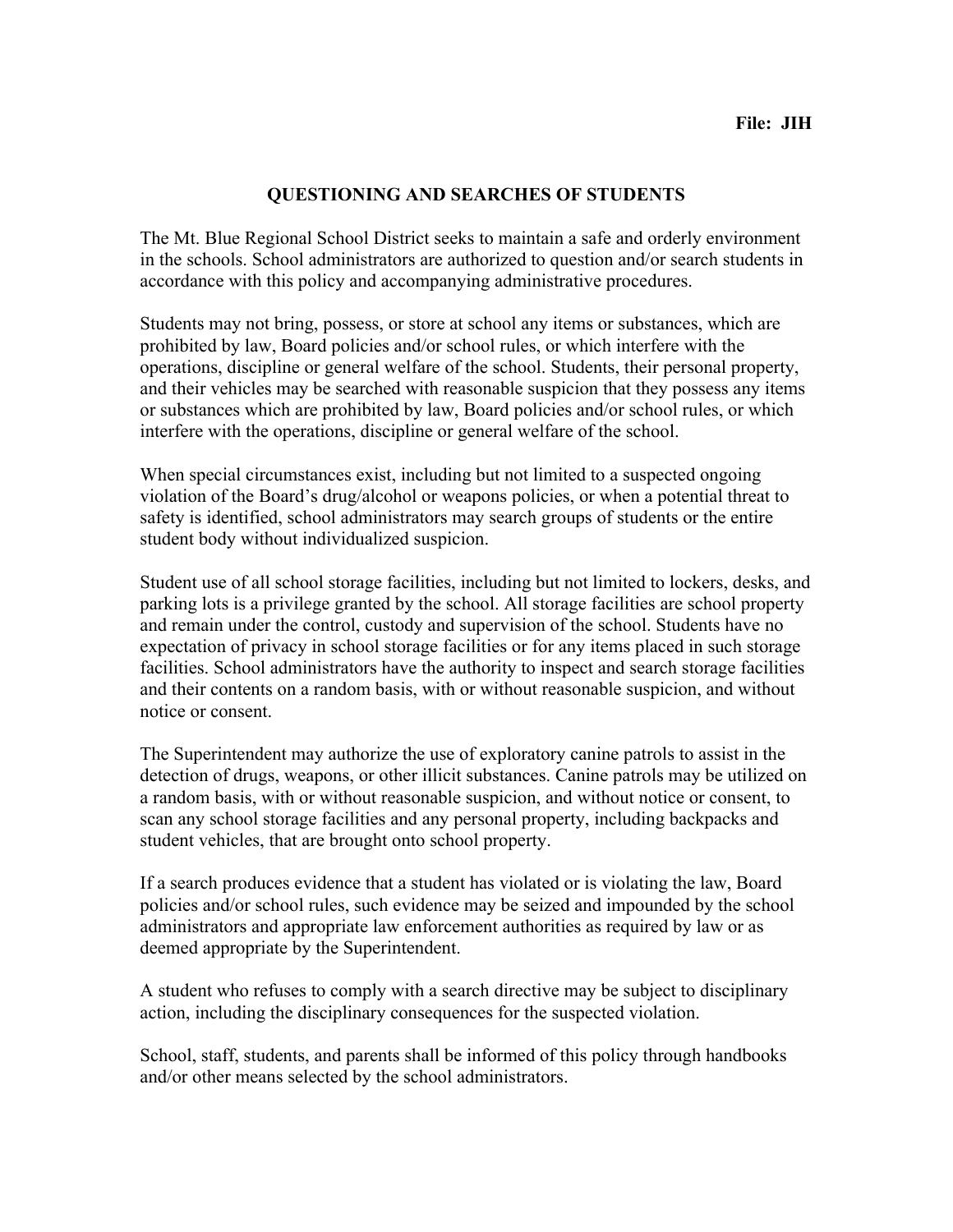**File: JIH**

# QUESTIONING AND SEARCHES OF STUDENTS

The Mt. Blue Regional School District seeks to maintain a safe and orderly environment in the schools. School administrators are authorized to question and/or search students in accordance with this policy and accompanying administrative procedures.

Students may not bring, possess, or store at school any items or substances, which are prohibited by law, Board policies and/or school rules, or which interfere with the operations, discipline or general welfare of the school. Students, their personal property, and their vehicles may be searched with reasonable suspicion that they possess any items or substances which are prohibited by law, Board policies and/or school rules, or which interfere with the operations, discipline or general welfare of the school.

When special circumstances exist, including but not limited to a suspected ongoing violation of the Board's drug/alcohol or weapons policies, or when a potential threat to safety is identified, school administrators may search groups of students or the entire student body without individualized suspicion.

Student use of all school storage facilities, including but not limited to lockers, desks, and parking lots is a privilege granted by the school. All storage facilities are school property and remain under the control, custody and supervision of the school. Students have no expectation of privacy in school storage facilities or for any items placed in such storage facilities. School administrators have the authority to inspect and search storage facilities and their contents on a random basis, with or without reasonable suspicion, and without notice or consent.

The Superintendent may authorize the use of exploratory canine patrols to assist in the detection of drugs, weapons, or other illicit substances. Canine patrols may be utilized on a random basis, with or without reasonable suspicion, and without notice or consent, to scan any school storage facilities and any personal property, including backpacks and student vehicles, that are brought onto school property.

If a search produces evidence that a student has violated or is violating the law, Board policies and/or school rules, such evidence may be seized and impounded by the school administrators and appropriate law enforcement authorities as required by law or as deemed appropriate by the Superintendent.

A student who refuses to comply with a search directive may be subject to disciplinary action, including the disciplinary consequences for the suspected violation.

School, staff, students, and parents shall be informed of this policy through handbooks and/or other means selected by the school administrators.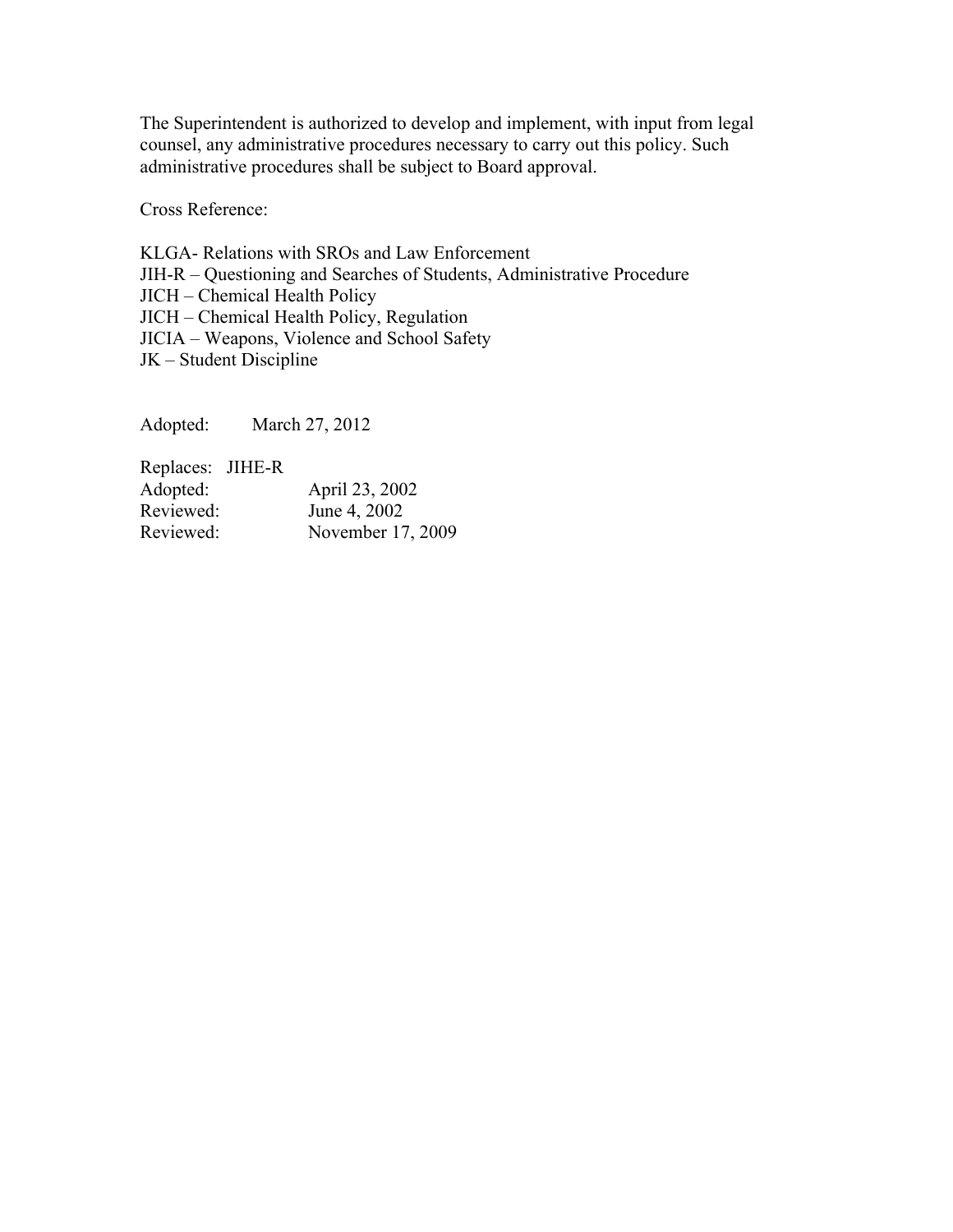The Superintendent is authorized to develop and implement, with input from legal counsel, any administrative procedures necessary to carry out this policy. Such administrative procedures shall be subject to Board approval.

Cross Reference:

KLGA- Relations with SROs and Law Enforcement
JIH-R – Questioning and Searches of Students, Administrative Procedure
JICH – Chemical Health Policy
JICH – Chemical Health Policy, Regulation
JICIA – Weapons, Violence and School Safety
JK – Student Discipline

Adopted: March 27, 2012

Replaces: JIHE-R
Adopted: April 23, 2002
Reviewed: June 4, 2002
Reviewed: November 17, 2009